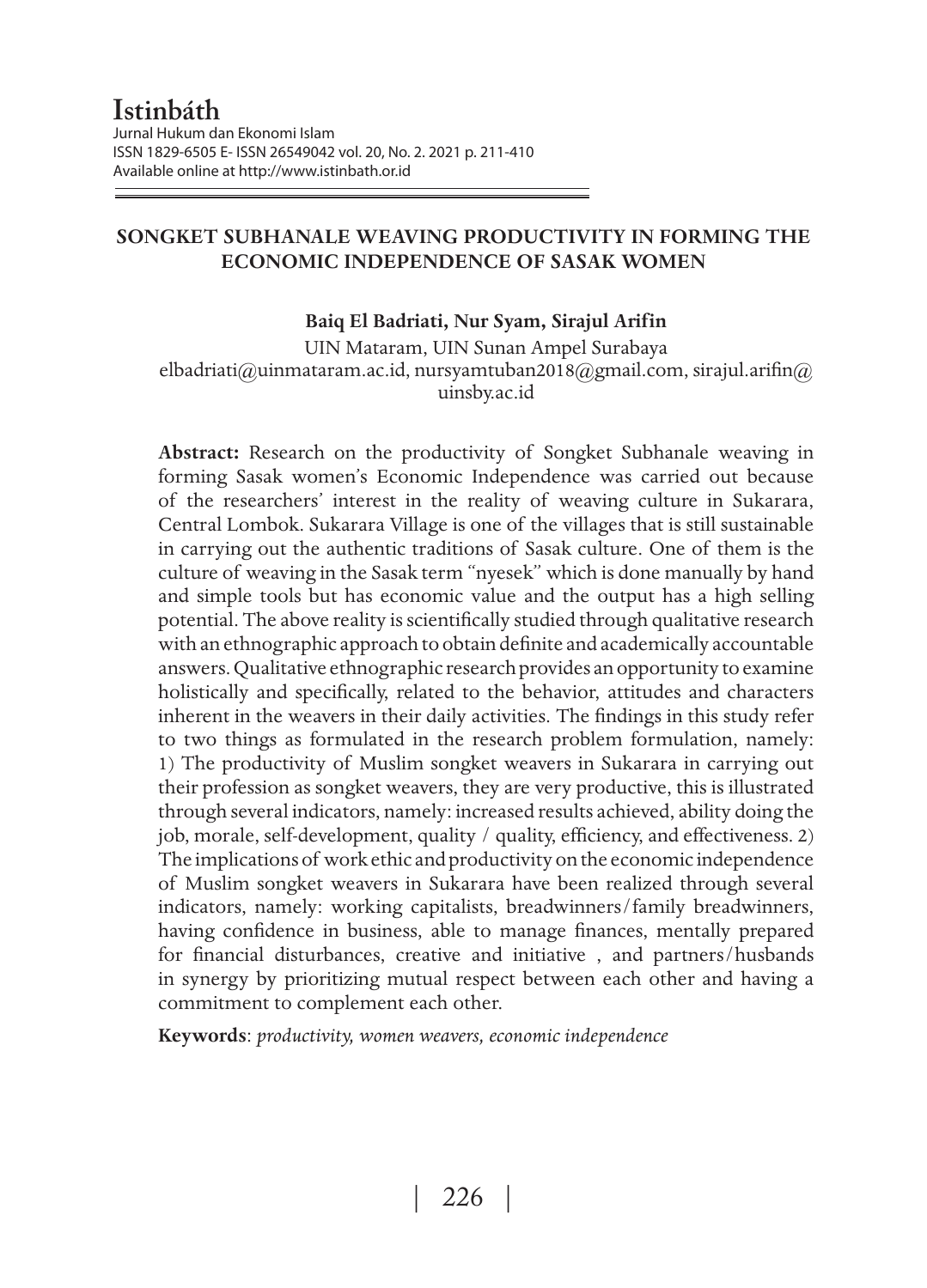# SONGKET SUBHANALE WEAVING PRODUCTIVITY IN FORMING THE ECONOMIC INDEPENDENCE OF SASAK WOMEN

**Baiq El Badriati, Nur Syam, Sirajul Arifin**

UIN Mataram, UIN Sunan Ampel Surabaya
elbadriati@uinmataram.ac.id, nursyamtuban2018@gmail.com, sirajul.arifin@uinsby.ac.id

**Abstract:** Research on the productivity of Songket Subhanale weaving in forming Sasak women's Economic Independence was carried out because of the researchers' interest in the reality of weaving culture in Sukarara, Central Lombok. Sukarara Village is one of the villages that is still sustainable in carrying out the authentic traditions of Sasak culture. One of them is the culture of weaving in the Sasak term "nyesek" which is done manually by hand and simple tools but has economic value and the output has a high selling potential. The above reality is scientifically studied through qualitative research with an ethnographic approach to obtain definite and academically accountable answers. Qualitative ethnographic research provides an opportunity to examine holistically and specifically, related to the behavior, attitudes and characters inherent in the weavers in their daily activities. The findings in this study refer to two things as formulated in the research problem formulation, namely: 1) The productivity of Muslim songket weavers in Sukarara in carrying out their profession as songket weavers, they are very productive, this is illustrated through several indicators, namely: increased results achieved, ability doing the job, morale, self-development, quality / quality, efficiency, and effectiveness. 2) The implications of work ethic and productivity on the economic independence of Muslim songket weavers in Sukarara have been realized through several indicators, namely: working capitalists, breadwinners/family breadwinners, having confidence in business, able to manage finances, mentally prepared for financial disturbances, creative and initiative , and partners/husbands in synergy by prioritizing mutual respect between each other and having a commitment to complement each other.

**Keywords**: *productivity, women weavers, economic independence*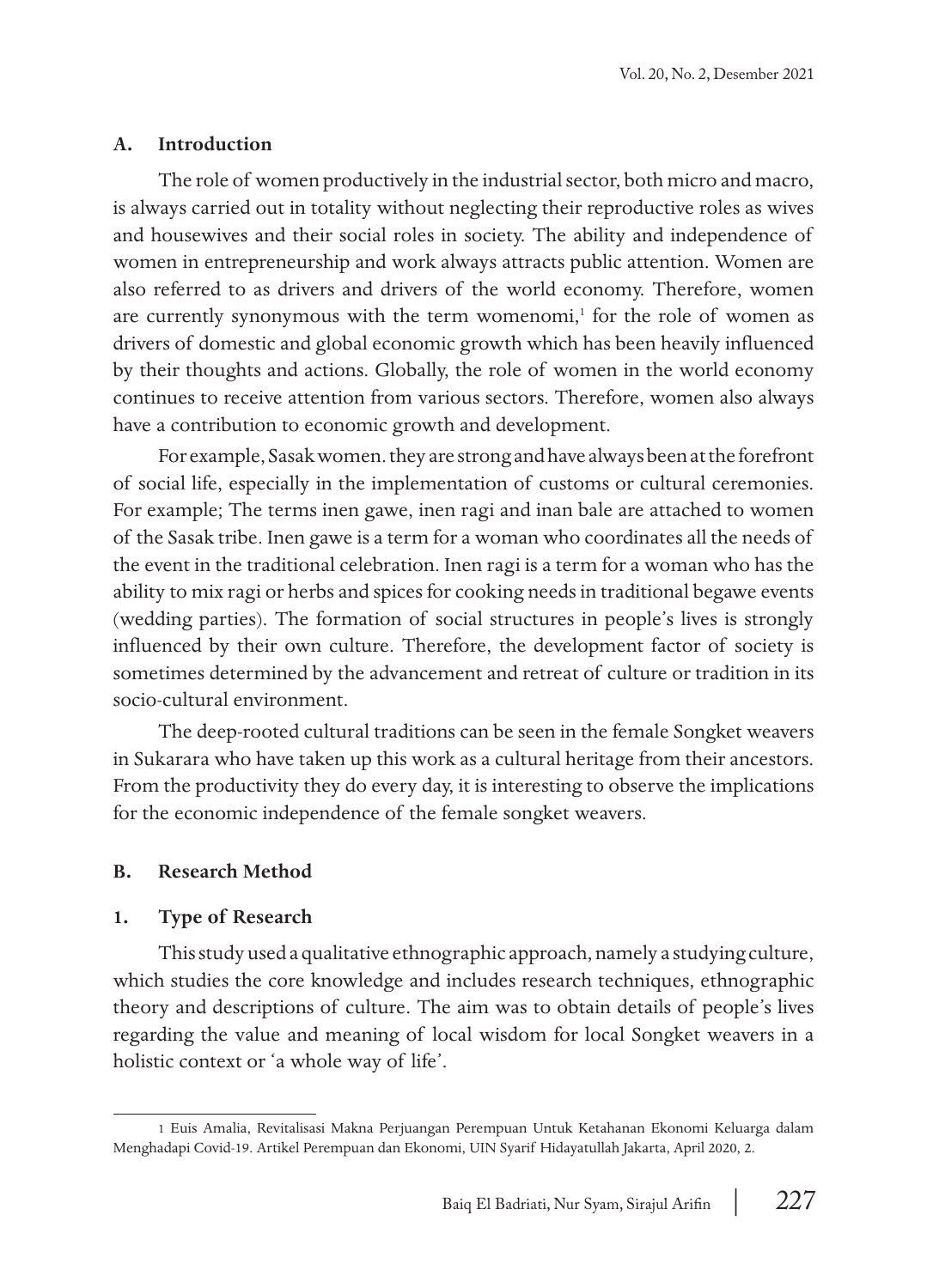## A. Introduction

The role of women productively in the industrial sector, both micro and macro, is always carried out in totality without neglecting their reproductive roles as wives and housewives and their social roles in society. The ability and independence of women in entrepreneurship and work always attracts public attention. Women are also referred to as drivers and drivers of the world economy. Therefore, women are currently synonymous with the term womenomi,[1] for the role of women as drivers of domestic and global economic growth which has been heavily influenced by their thoughts and actions. Globally, the role of women in the world economy continues to receive attention from various sectors. Therefore, women also always have a contribution to economic growth and development.

For example, Sasak women. they are strong and have always been at the forefront of social life, especially in the implementation of customs or cultural ceremonies. For example; The terms inen gawe, inen ragi and inan bale are attached to women of the Sasak tribe. Inen gawe is a term for a woman who coordinates all the needs of the event in the traditional celebration. Inen ragi is a term for a woman who has the ability to mix ragi or herbs and spices for cooking needs in traditional begawe events (wedding parties). The formation of social structures in people's lives is strongly influenced by their own culture. Therefore, the development factor of society is sometimes determined by the advancement and retreat of culture or tradition in its socio-cultural environment.

The deep-rooted cultural traditions can be seen in the female Songket weavers in Sukarara who have taken up this work as a cultural heritage from their ancestors. From the productivity they do every day, it is interesting to observe the implications for the economic independence of the female songket weavers.

## B. Research Method

### 1. Type of Research

This study used a qualitative ethnographic approach, namely a studying culture, which studies the core knowledge and includes research techniques, ethnographic theory and descriptions of culture. The aim was to obtain details of people's lives regarding the value and meaning of local wisdom for local Songket weavers in a holistic context or 'a whole way of life'.

---

[1] Euis Amalia, Revitalisasi Makna Perjuangan Perempuan Untuk Ketahanan Ekonomi Keluarga dalam Menghadapi Covid-19. Artikel Perempuan dan Ekonomi, UIN Syarif Hidayatullah Jakarta, April 2020, 2.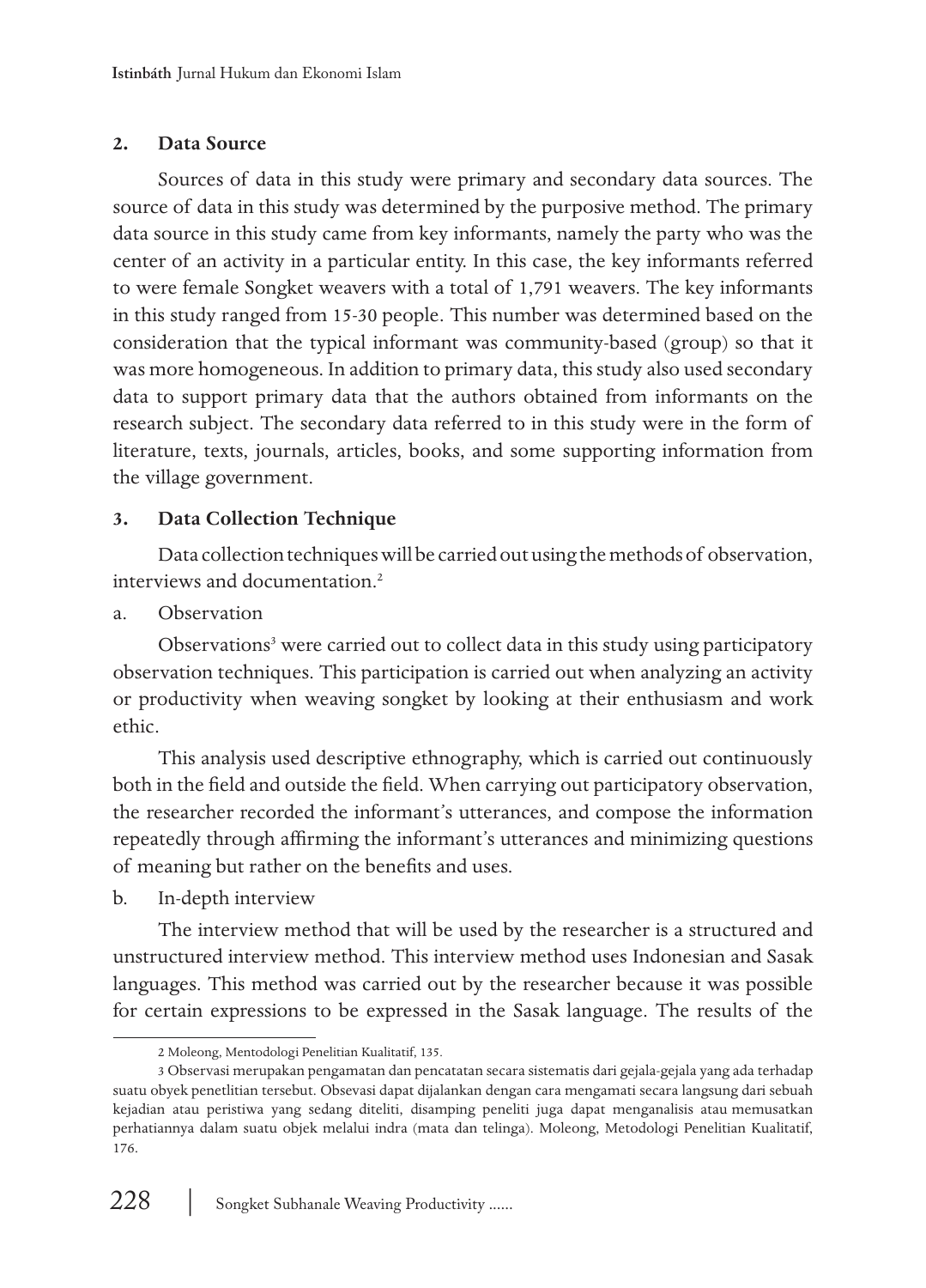## 2. Data Source

Sources of data in this study were primary and secondary data sources. The source of data in this study was determined by the purposive method. The primary data source in this study came from key informants, namely the party who was the center of an activity in a particular entity. In this case, the key informants referred to were female Songket weavers with a total of 1,791 weavers. The key informants in this study ranged from 15-30 people. This number was determined based on the consideration that the typical informant was community-based (group) so that it was more homogeneous. In addition to primary data, this study also used secondary data to support primary data that the authors obtained from informants on the research subject. The secondary data referred to in this study were in the form of literature, texts, journals, articles, books, and some supporting information from the village government.

## 3. Data Collection Technique

Data collection techniques will be carried out using the methods of observation, interviews and documentation.[2]

a. Observation

Observations[3] were carried out to collect data in this study using participatory observation techniques. This participation is carried out when analyzing an activity or productivity when weaving songket by looking at their enthusiasm and work ethic.

This analysis used descriptive ethnography, which is carried out continuously both in the field and outside the field. When carrying out participatory observation, the researcher recorded the informant's utterances, and compose the information repeatedly through affirming the informant's utterances and minimizing questions of meaning but rather on the benefits and uses.

b. In-depth interview

The interview method that will be used by the researcher is a structured and unstructured interview method. This interview method uses Indonesian and Sasak languages. This method was carried out by the researcher because it was possible for certain expressions to be expressed in the Sasak language. The results of the

---

2 Moleong, Mentodologi Penelitian Kualitatif, 135.

3 Observasi merupakan pengamatan dan pencatatan secara sistematis dari gejala-gejala yang ada terhadap suatu obyek penetlitian tersebut. Obsevasi dapat dijalankan dengan cara mengamati secara langsung dari sebuah kejadian atau peristiwa yang sedang diteliti, disamping peneliti juga dapat menganalisis atau memusatkan perhatiannya dalam suatu objek melalui indra (mata dan telinga). Moleong, Metodologi Penelitian Kualitatif, 176.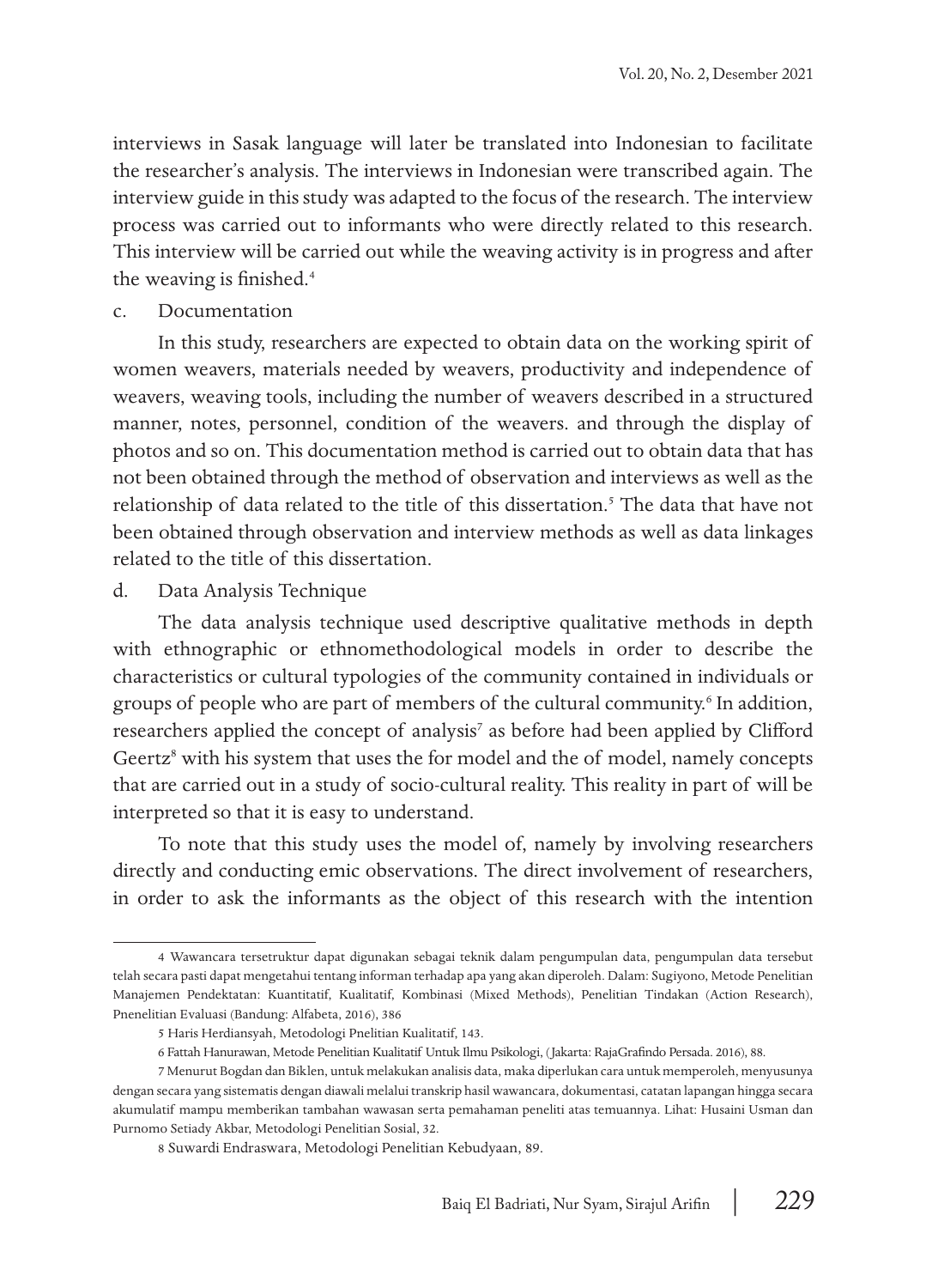interviews in Sasak language will later be translated into Indonesian to facilitate the researcher's analysis. The interviews in Indonesian were transcribed again. The interview guide in this study was adapted to the focus of the research. The interview process was carried out to informants who were directly related to this research. This interview will be carried out while the weaving activity is in progress and after the weaving is finished.[4]

c. Documentation

In this study, researchers are expected to obtain data on the working spirit of women weavers, materials needed by weavers, productivity and independence of weavers, weaving tools, including the number of weavers described in a structured manner, notes, personnel, condition of the weavers. and through the display of photos and so on. This documentation method is carried out to obtain data that has not been obtained through the method of observation and interviews as well as the relationship of data related to the title of this dissertation.[5] The data that have not been obtained through observation and interview methods as well as data linkages related to the title of this dissertation.

d. Data Analysis Technique

The data analysis technique used descriptive qualitative methods in depth with ethnographic or ethnomethodological models in order to describe the characteristics or cultural typologies of the community contained in individuals or groups of people who are part of members of the cultural community.[6] In addition, researchers applied the concept of analysis[7] as before had been applied by Clifford Geertz[8] with his system that uses the for model and the of model, namely concepts that are carried out in a study of socio-cultural reality. This reality in part of will be interpreted so that it is easy to understand.

To note that this study uses the model of, namely by involving researchers directly and conducting emic observations. The direct involvement of researchers, in order to ask the informants as the object of this research with the intention

---

4 Wawancara tersetruktur dapat digunakan sebagai teknik dalam pengumpulan data, pengumpulan data tersebut telah secara pasti dapat mengetahui tentang informan terhadap apa yang akan diperoleh. Dalam: Sugiyono, Metode Penelitian Manajemen Pendektatan: Kuantitatif, Kualitatif, Kombinasi (Mixed Methods), Penelitian Tindakan (Action Research), Pnenelitian Evaluasi (Bandung: Alfabeta, 2016), 386

5 Haris Herdiansyah, Metodologi Pnelitian Kualitatif, 143.

6 Fattah Hanurawan, Metode Penelitian Kualitatif Untuk Ilmu Psikologi, (Jakarta: RajaGrafindo Persada. 2016), 88.

7 Menurut Bogdan dan Biklen, untuk melakukan analisis data, maka diperlukan cara untuk memperoleh, menyusunya dengan secara yang sistematis dengan diawali melalui transkrip hasil wawancara, dokumentasi, catatan lapangan hingga secara akumulatif mampu memberikan tambahan wawasan serta pemahaman peneliti atas temuannya. Lihat: Husaini Usman dan Purnomo Setiady Akbar, Metodologi Penelitian Sosial, 32.

8 Suwardi Endraswara, Metodologi Penelitian Kebudyaan, 89.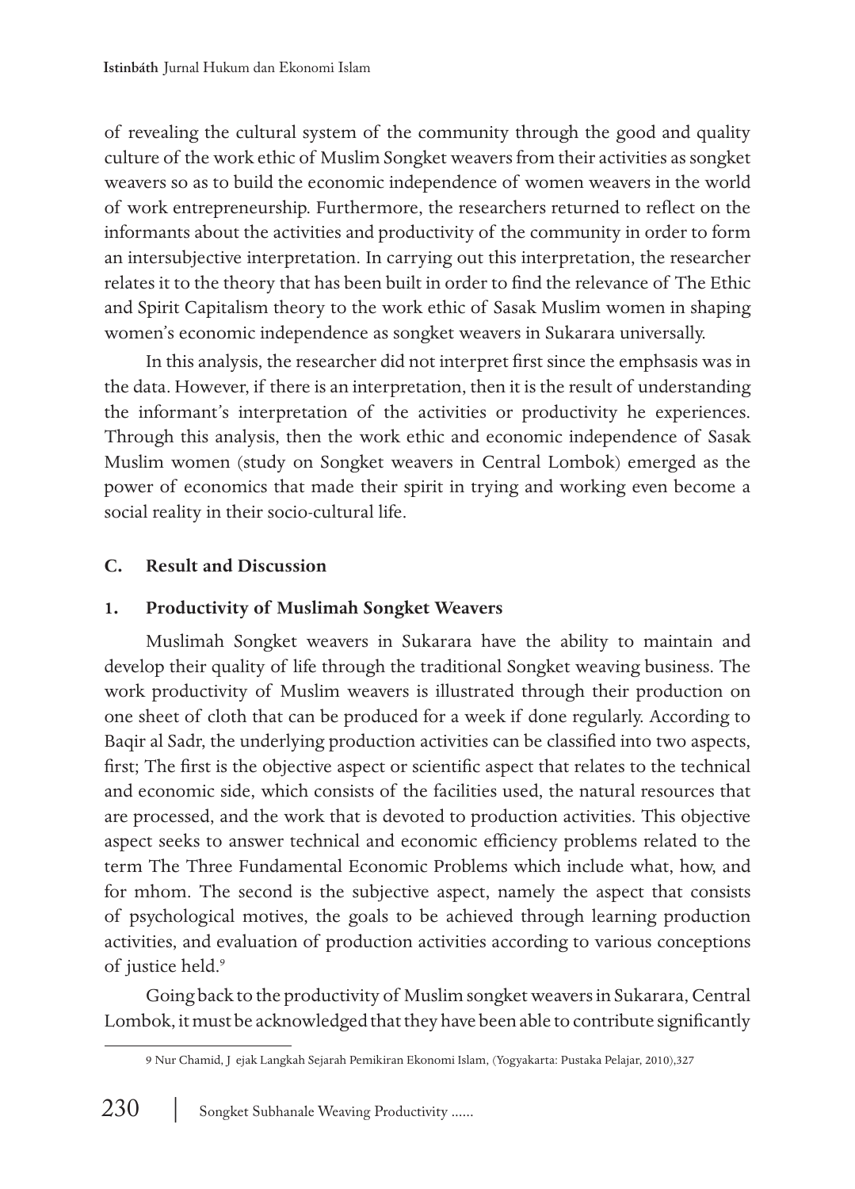of revealing the cultural system of the community through the good and quality culture of the work ethic of Muslim Songket weavers from their activities as songket weavers so as to build the economic independence of women weavers in the world of work entrepreneurship. Furthermore, the researchers returned to reflect on the informants about the activities and productivity of the community in order to form an intersubjective interpretation. In carrying out this interpretation, the researcher relates it to the theory that has been built in order to find the relevance of The Ethic and Spirit Capitalism theory to the work ethic of Sasak Muslim women in shaping women's economic independence as songket weavers in Sukarara universally.

In this analysis, the researcher did not interpret first since the emphsasis was in the data. However, if there is an interpretation, then it is the result of understanding the informant's interpretation of the activities or productivity he experiences. Through this analysis, then the work ethic and economic independence of Sasak Muslim women (study on Songket weavers in Central Lombok) emerged as the power of economics that made their spirit in trying and working even become a social reality in their socio-cultural life.

## C. Result and Discussion

### 1. Productivity of Muslimah Songket Weavers

Muslimah Songket weavers in Sukarara have the ability to maintain and develop their quality of life through the traditional Songket weaving business. The work productivity of Muslim weavers is illustrated through their production on one sheet of cloth that can be produced for a week if done regularly. According to Baqir al Sadr, the underlying production activities can be classified into two aspects, first; The first is the objective aspect or scientific aspect that relates to the technical and economic side, which consists of the facilities used, the natural resources that are processed, and the work that is devoted to production activities. This objective aspect seeks to answer technical and economic efficiency problems related to the term The Three Fundamental Economic Problems which include what, how, and for mhom. The second is the subjective aspect, namely the aspect that consists of psychological motives, the goals to be achieved through learning production activities, and evaluation of production activities according to various conceptions of justice held.[9]

Going back to the productivity of Muslim songket weavers in Sukarara, Central Lombok, it must be acknowledged that they have been able to contribute significantly

9 Nur Chamid, J ejak Langkah Sejarah Pemikiran Ekonomi Islam, (Yogyakarta: Pustaka Pelajar, 2010),327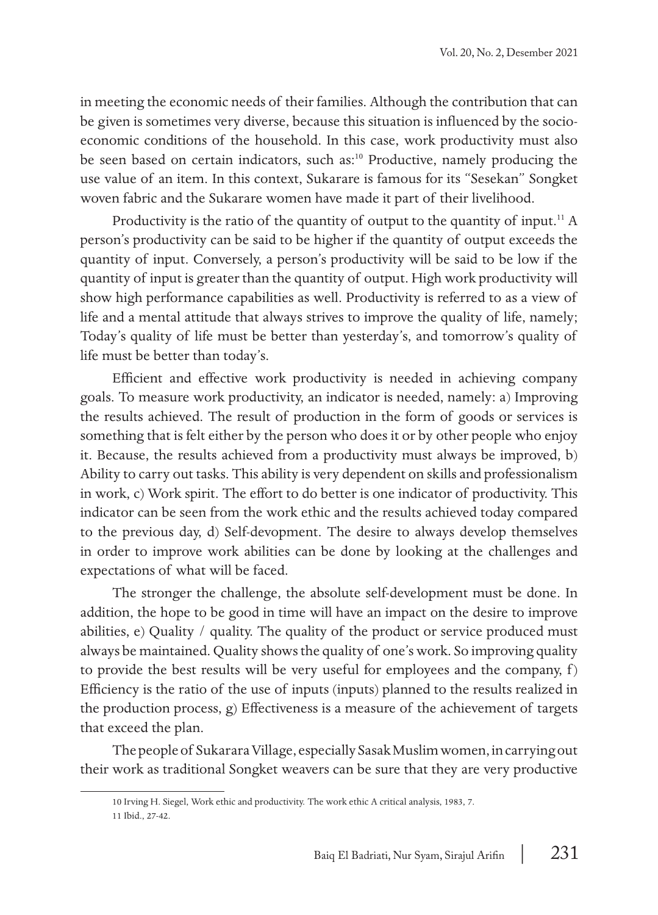in meeting the economic needs of their families. Although the contribution that can be given is sometimes very diverse, because this situation is influenced by the socio-economic conditions of the household. In this case, work productivity must also be seen based on certain indicators, such as:[10] Productive, namely producing the use value of an item. In this context, Sukarare is famous for its "Sesekan" Songket woven fabric and the Sukarare women have made it part of their livelihood.

Productivity is the ratio of the quantity of output to the quantity of input.[11] A person's productivity can be said to be higher if the quantity of output exceeds the quantity of input. Conversely, a person's productivity will be said to be low if the quantity of input is greater than the quantity of output. High work productivity will show high performance capabilities as well. Productivity is referred to as a view of life and a mental attitude that always strives to improve the quality of life, namely; Today's quality of life must be better than yesterday's, and tomorrow's quality of life must be better than today's.

Efficient and effective work productivity is needed in achieving company goals. To measure work productivity, an indicator is needed, namely: a) Improving the results achieved. The result of production in the form of goods or services is something that is felt either by the person who does it or by other people who enjoy it. Because, the results achieved from a productivity must always be improved, b) Ability to carry out tasks. This ability is very dependent on skills and professionalism in work, c) Work spirit. The effort to do better is one indicator of productivity. This indicator can be seen from the work ethic and the results achieved today compared to the previous day, d) Self-devopment. The desire to always develop themselves in order to improve work abilities can be done by looking at the challenges and expectations of what will be faced.

The stronger the challenge, the absolute self-development must be done. In addition, the hope to be good in time will have an impact on the desire to improve abilities, e) Quality / quality. The quality of the product or service produced must always be maintained. Quality shows the quality of one's work. So improving quality to provide the best results will be very useful for employees and the company, f) Efficiency is the ratio of the use of inputs (inputs) planned to the results realized in the production process, g) Effectiveness is a measure of the achievement of targets that exceed the plan.

The people of Sukarara Village, especially Sasak Muslim women, in carrying out their work as traditional Songket weavers can be sure that they are very productive

---

10 Irving H. Siegel, Work ethic and productivity. The work ethic A critical analysis, 1983, 7.

11 Ibid., 27-42.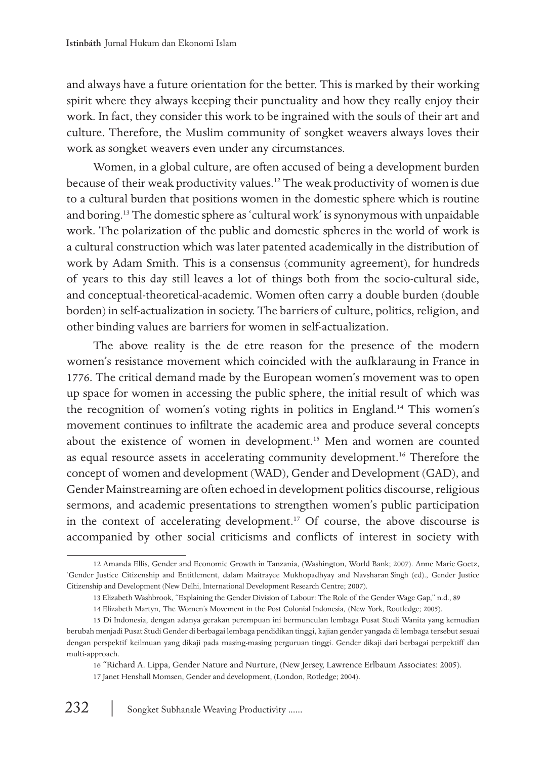and always have a future orientation for the better. This is marked by their working spirit where they always keeping their punctuality and how they really enjoy their work. In fact, they consider this work to be ingrained with the souls of their art and culture. Therefore, the Muslim community of songket weavers always loves their work as songket weavers even under any circumstances.

Women, in a global culture, are often accused of being a development burden because of their weak productivity values.[12] The weak productivity of women is due to a cultural burden that positions women in the domestic sphere which is routine and boring.[13] The domestic sphere as 'cultural work' is synonymous with unpaidable work. The polarization of the public and domestic spheres in the world of work is a cultural construction which was later patented academically in the distribution of work by Adam Smith. This is a consensus (community agreement), for hundreds of years to this day still leaves a lot of things both from the socio-cultural side, and conceptual-theoretical-academic. Women often carry a double burden (double borden) in self-actualization in society. The barriers of culture, politics, religion, and other binding values are barriers for women in self-actualization.

The above reality is the de etre reason for the presence of the modern women's resistance movement which coincided with the aufklaraung in France in 1776. The critical demand made by the European women's movement was to open up space for women in accessing the public sphere, the initial result of which was the recognition of women's voting rights in politics in England.[14] This women's movement continues to infiltrate the academic area and produce several concepts about the existence of women in development.[15] Men and women are counted as equal resource assets in accelerating community development.[16] Therefore the concept of women and development (WAD), Gender and Development (GAD), and Gender Mainstreaming are often echoed in development politics discourse, religious sermons, and academic presentations to strengthen women's public participation in the context of accelerating development.[17] Of course, the above discourse is accompanied by other social criticisms and conflicts of interest in society with

---

12 Amanda Ellis, Gender and Economic Growth in Tanzania, (Washington, World Bank; 2007). Anne Marie Goetz, 'Gender Justice Citizenship and Entitlement, dalam Maitrayee Mukhopadhyay and Navsharan Singh (ed)., Gender Justice Citizenship and Development (New Delhi, International Development Research Centre; 2007).

13 Elizabeth Washbrook, "Explaining the Gender Division of Labour: The Role of the Gender Wage Gap," n.d., 89

14 Elizabeth Martyn, The Women's Movement in the Post Colonial Indonesia, (New York, Routledge; 2005).

15 Di Indonesia, dengan adanya gerakan perempuan ini bermunculan lembaga Pusat Studi Wanita yang kemudian berubah menjadi Pusat Studi Gender di berbagai lembaga pendidikan tinggi, kajian gender yangada di lembaga tersebut sesuai dengan perspektif keilmuan yang dikaji pada masing-masing perguruan tinggi. Gender dikaji dari berbagai perpektiff dan multi-approach.

16 "Richard A. Lippa, Gender Nature and Nurture, (New Jersey, Lawrence Erlbaum Associates: 2005).

17 Janet Henshall Momsen, Gender and development, (London, Rotledge; 2004).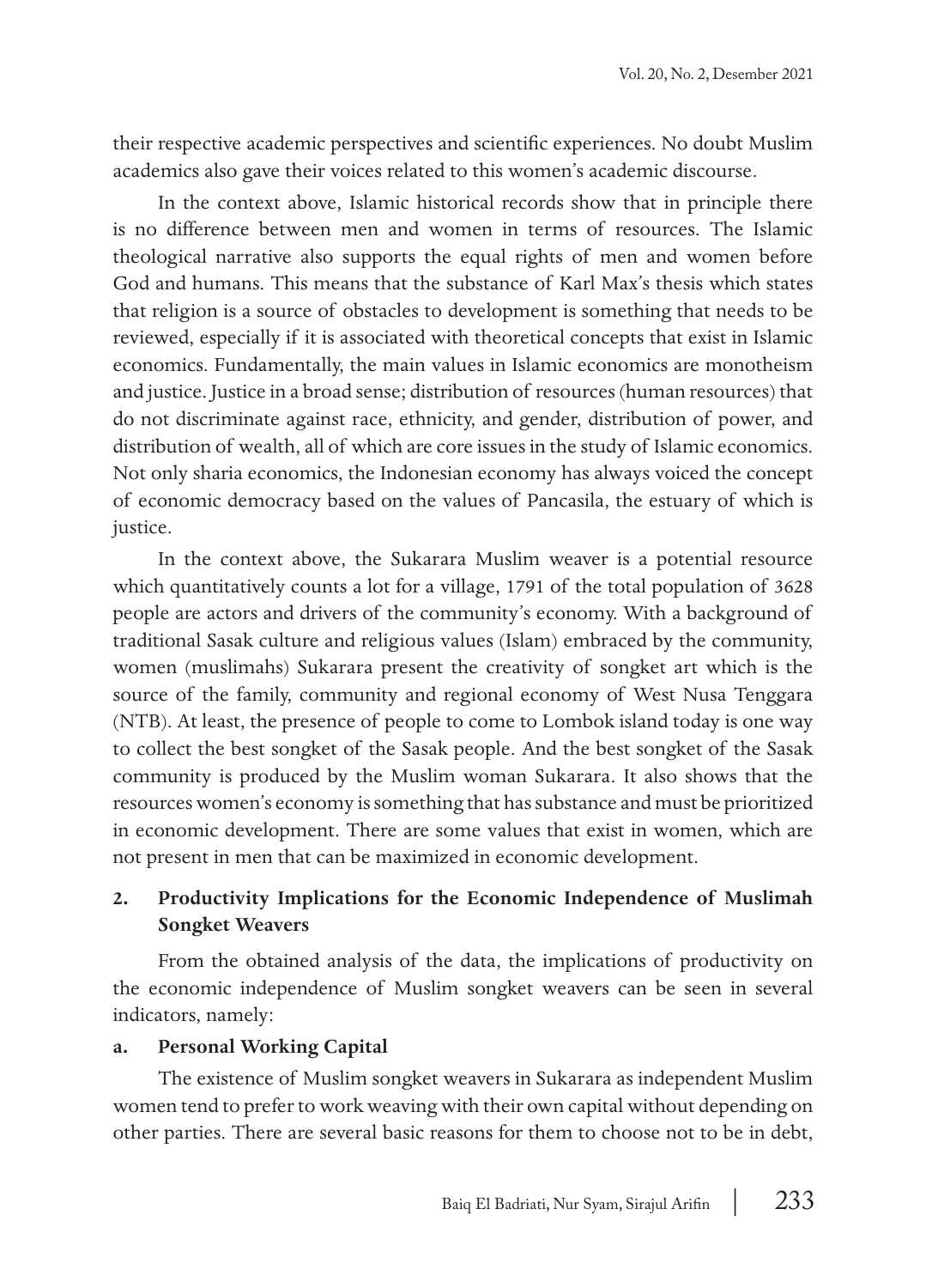their respective academic perspectives and scientific experiences. No doubt Muslim academics also gave their voices related to this women's academic discourse.

In the context above, Islamic historical records show that in principle there is no difference between men and women in terms of resources. The Islamic theological narrative also supports the equal rights of men and women before God and humans. This means that the substance of Karl Max's thesis which states that religion is a source of obstacles to development is something that needs to be reviewed, especially if it is associated with theoretical concepts that exist in Islamic economics. Fundamentally, the main values in Islamic economics are monotheism and justice. Justice in a broad sense; distribution of resources (human resources) that do not discriminate against race, ethnicity, and gender, distribution of power, and distribution of wealth, all of which are core issues in the study of Islamic economics. Not only sharia economics, the Indonesian economy has always voiced the concept of economic democracy based on the values of Pancasila, the estuary of which is justice.

In the context above, the Sukarara Muslim weaver is a potential resource which quantitatively counts a lot for a village, 1791 of the total population of 3628 people are actors and drivers of the community's economy. With a background of traditional Sasak culture and religious values (Islam) embraced by the community, women (muslimahs) Sukarara present the creativity of songket art which is the source of the family, community and regional economy of West Nusa Tenggara (NTB). At least, the presence of people to come to Lombok island today is one way to collect the best songket of the Sasak people. And the best songket of the Sasak community is produced by the Muslim woman Sukarara. It also shows that the resources women's economy is something that has substance and must be prioritized in economic development. There are some values that exist in women, which are not present in men that can be maximized in economic development.

## 2. Productivity Implications for the Economic Independence of Muslimah Songket Weavers

From the obtained analysis of the data, the implications of productivity on the economic independence of Muslim songket weavers can be seen in several indicators, namely:

### a. Personal Working Capital

The existence of Muslim songket weavers in Sukarara as independent Muslim women tend to prefer to work weaving with their own capital without depending on other parties. There are several basic reasons for them to choose not to be in debt,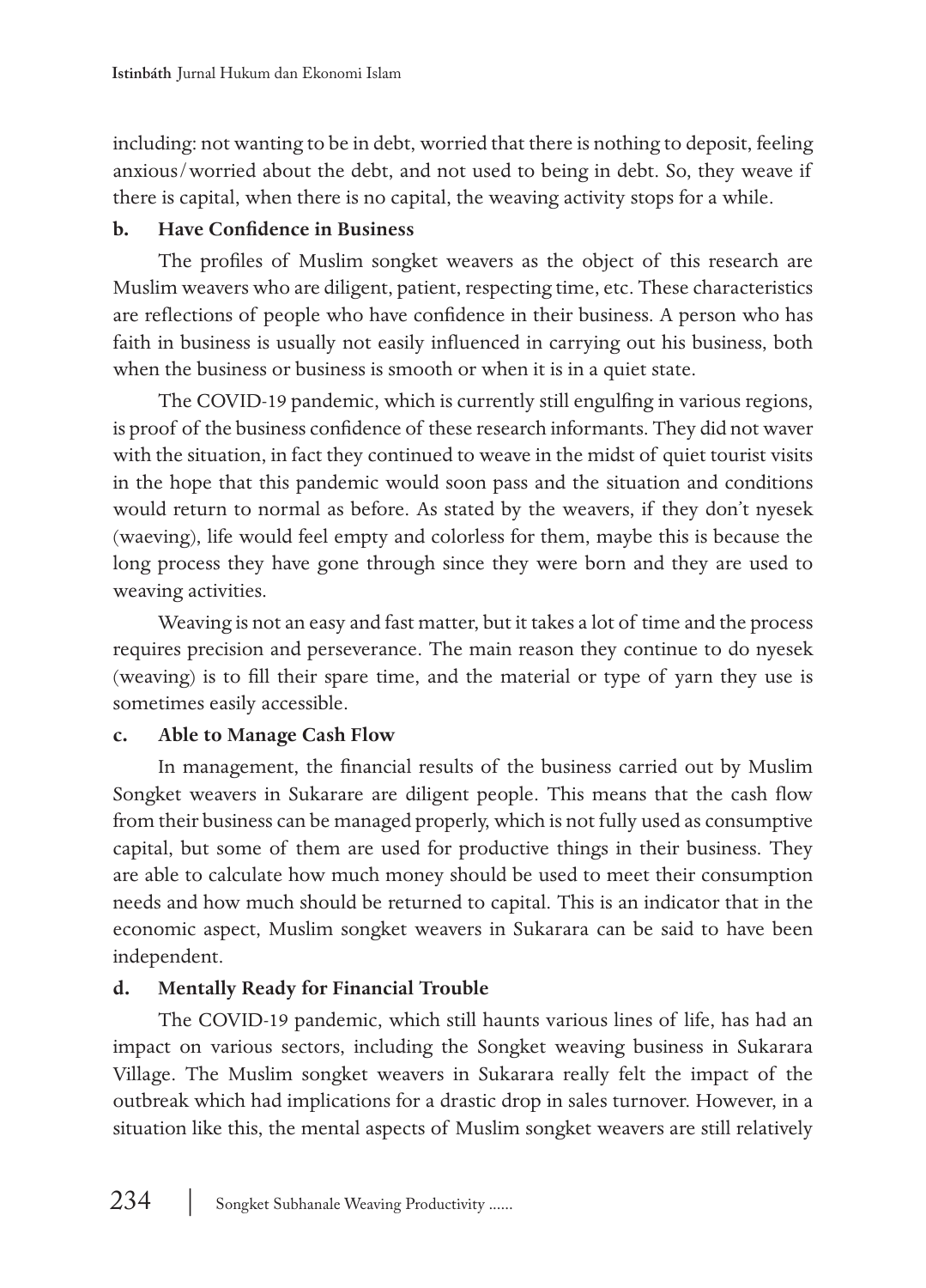including: not wanting to be in debt, worried that there is nothing to deposit, feeling anxious/worried about the debt, and not used to being in debt. So, they weave if there is capital, when there is no capital, the weaving activity stops for a while.

**b. Have Confidence in Business**

The profiles of Muslim songket weavers as the object of this research are Muslim weavers who are diligent, patient, respecting time, etc. These characteristics are reflections of people who have confidence in their business. A person who has faith in business is usually not easily influenced in carrying out his business, both when the business or business is smooth or when it is in a quiet state.

The COVID-19 pandemic, which is currently still engulfing in various regions, is proof of the business confidence of these research informants. They did not waver with the situation, in fact they continued to weave in the midst of quiet tourist visits in the hope that this pandemic would soon pass and the situation and conditions would return to normal as before. As stated by the weavers, if they don't nyesek (waeving), life would feel empty and colorless for them, maybe this is because the long process they have gone through since they were born and they are used to weaving activities.

Weaving is not an easy and fast matter, but it takes a lot of time and the process requires precision and perseverance. The main reason they continue to do nyesek (weaving) is to fill their spare time, and the material or type of yarn they use is sometimes easily accessible.

**c. Able to Manage Cash Flow**

In management, the financial results of the business carried out by Muslim Songket weavers in Sukarare are diligent people. This means that the cash flow from their business can be managed properly, which is not fully used as consumptive capital, but some of them are used for productive things in their business. They are able to calculate how much money should be used to meet their consumption needs and how much should be returned to capital. This is an indicator that in the economic aspect, Muslim songket weavers in Sukarara can be said to have been independent.

**d. Mentally Ready for Financial Trouble**

The COVID-19 pandemic, which still haunts various lines of life, has had an impact on various sectors, including the Songket weaving business in Sukarara Village. The Muslim songket weavers in Sukarara really felt the impact of the outbreak which had implications for a drastic drop in sales turnover. However, in a situation like this, the mental aspects of Muslim songket weavers are still relatively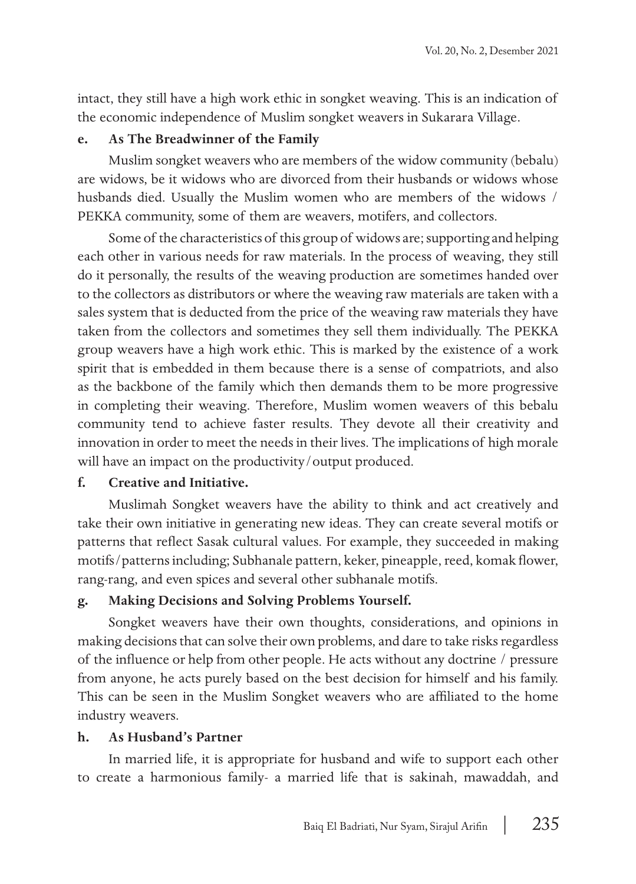intact, they still have a high work ethic in songket weaving. This is an indication of the economic independence of Muslim songket weavers in Sukarara Village.

#### e. As The Breadwinner of the Family

Muslim songket weavers who are members of the widow community (bebalu) are widows, be it widows who are divorced from their husbands or widows whose husbands died. Usually the Muslim women who are members of the widows / PEKKA community, some of them are weavers, motifers, and collectors.

Some of the characteristics of this group of widows are; supporting and helping each other in various needs for raw materials. In the process of weaving, they still do it personally, the results of the weaving production are sometimes handed over to the collectors as distributors or where the weaving raw materials are taken with a sales system that is deducted from the price of the weaving raw materials they have taken from the collectors and sometimes they sell them individually. The PEKKA group weavers have a high work ethic. This is marked by the existence of a work spirit that is embedded in them because there is a sense of compatriots, and also as the backbone of the family which then demands them to be more progressive in completing their weaving. Therefore, Muslim women weavers of this bebalu community tend to achieve faster results. They devote all their creativity and innovation in order to meet the needs in their lives. The implications of high morale will have an impact on the productivity/output produced.

#### f. Creative and Initiative.

Muslimah Songket weavers have the ability to think and act creatively and take their own initiative in generating new ideas. They can create several motifs or patterns that reflect Sasak cultural values. For example, they succeeded in making motifs/patterns including; Subhanale pattern, keker, pineapple, reed, komak flower, rang-rang, and even spices and several other subhanale motifs.

#### g. Making Decisions and Solving Problems Yourself.

Songket weavers have their own thoughts, considerations, and opinions in making decisions that can solve their own problems, and dare to take risks regardless of the influence or help from other people. He acts without any doctrine / pressure from anyone, he acts purely based on the best decision for himself and his family. This can be seen in the Muslim Songket weavers who are affiliated to the home industry weavers.

#### h. As Husband's Partner

In married life, it is appropriate for husband and wife to support each other to create a harmonious family- a married life that is sakinah, mawaddah, and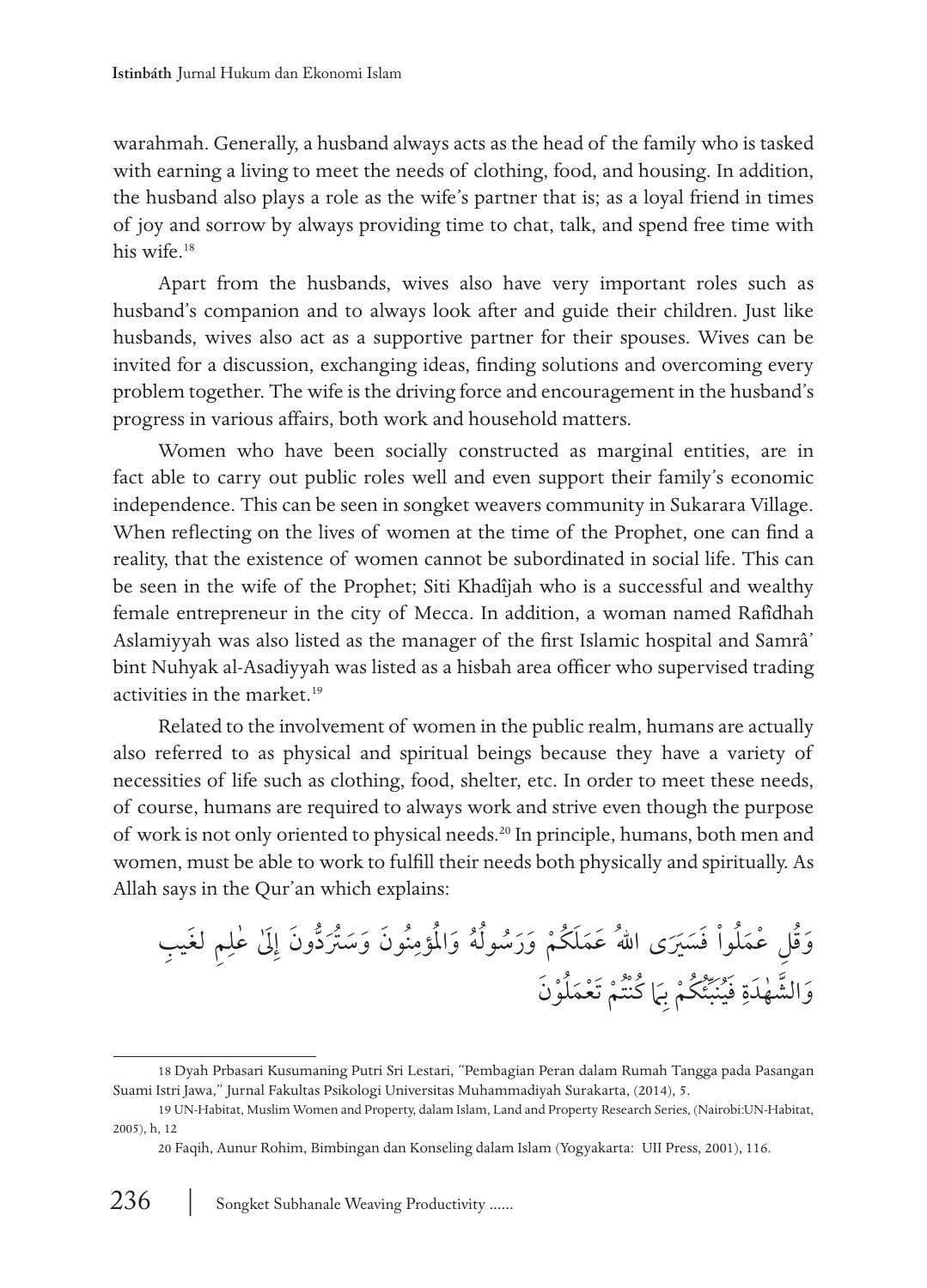warahmah. Generally, a husband always acts as the head of the family who is tasked with earning a living to meet the needs of clothing, food, and housing. In addition, the husband also plays a role as the wife's partner that is; as a loyal friend in times of joy and sorrow by always providing time to chat, talk, and spend free time with his wife.[18]

Apart from the husbands, wives also have very important roles such as husband's companion and to always look after and guide their children. Just like husbands, wives also act as a supportive partner for their spouses. Wives can be invited for a discussion, exchanging ideas, finding solutions and overcoming every problem together. The wife is the driving force and encouragement in the husband's progress in various affairs, both work and household matters.

Women who have been socially constructed as marginal entities, are in fact able to carry out public roles well and even support their family's economic independence. This can be seen in songket weavers community in Sukarara Village. When reflecting on the lives of women at the time of the Prophet, one can find a reality, that the existence of women cannot be subordinated in social life. This can be seen in the wife of the Prophet; Siti Khadîjah who is a successful and wealthy female entrepreneur in the city of Mecca. In addition, a woman named Rafîdhah Aslamiyyah was also listed as the manager of the first Islamic hospital and Samrâ' bint Nuhyak al-Asadiyyah was listed as a hisbah area officer who supervised trading activities in the market.[19]

Related to the involvement of women in the public realm, humans are actually also referred to as physical and spiritual beings because they have a variety of necessities of life such as clothing, food, shelter, etc. In order to meet these needs, of course, humans are required to always work and strive even though the purpose of work is not only oriented to physical needs.[20] In principle, humans, both men and women, must be able to work to fulfill their needs both physically and spiritually. As Allah says in the Qur'an which explains:

وَقُلِ عْمَلُواْ فَسَيَرَى اللهُ عَمَلَكُمْ وَرَسُولُهُ وَالْمُؤمِنُونَ وَسَتُرَدُّونَ إِلَىٰ عٰلِمِ لغَيبِ وَالشَّهٰدَةِ فَيُنَبِّئُكُمْ بِمَا كُنْتُمْ تَعْمَلُوْنَ

---

18 Dyah Prbasari Kusumaning Putri Sri Lestari, "Pembagian Peran dalam Rumah Tangga pada Pasangan Suami Istri Jawa," Jurnal Fakultas Psikologi Universitas Muhammadiyah Surakarta, (2014), 5.

19 UN-Habitat, Muslim Women and Property, dalam Islam, Land and Property Research Series, (Nairobi:UN-Habitat, 2005), h, 12

20 Faqih, Aunur Rohim, Bimbingan dan Konseling dalam Islam (Yogyakarta: UII Press, 2001), 116.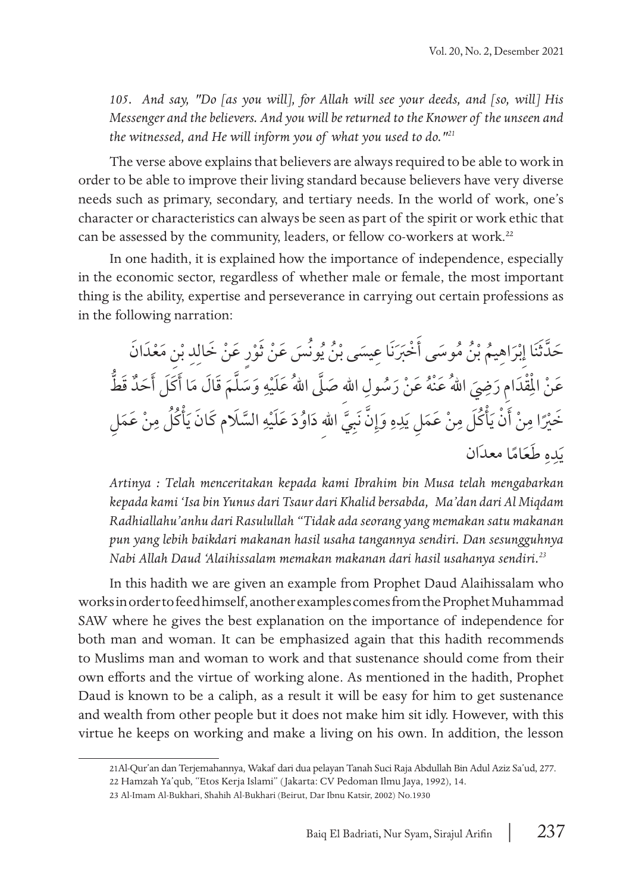*105. And say, "Do [as you will], for Allah will see your deeds, and [so, will] His Messenger and the believers. And you will be returned to the Knower of the unseen and the witnessed, and He will inform you of what you used to do."*[21]

The verse above explains that believers are always required to be able to work in order to be able to improve their living standard because believers have very diverse needs such as primary, secondary, and tertiary needs. In the world of work, one's character or characteristics can always be seen as part of the spirit or work ethic that can be assessed by the community, leaders, or fellow co-workers at work.[22]

In one hadith, it is explained how the importance of independence, especially in the economic sector, regardless of whether male or female, the most important thing is the ability, expertise and perseverance in carrying out certain professions as in the following narration:

حَدَّثَنَا إِبْرَاهِيمُ بْنُ مُوسَى أَخْبَرَنَا عِيسَى بْنُ يُونُسَ عَنْ ثَوْرٍ عَنْ خَالِدِ بْنِ مَعْدَانَ عَنْ الْمِقْدَامِ رَضِيَ اللهُ عَنْهُ عَنْ رَسُولِ اللهِ صَلَّى اللهُ عَلَيْهِ وَسَلَّمَ قَالَ مَا أَكَلَ أَحَدٌ قَطُّ خَيْرًا مِنْ أَنْ يَأْكُلَ مِنْ عَمَلِ يَدِهِ وَإِنَّ نَبِيَّ اللهِ دَاوُدَ عَلَيْهِ السَّلَام كَانَ يَأْكُلُ مِنْ عَمَلِ يَدِهِ طَعَامًا معدان

*Artinya : Telah menceritakan kepada kami Ibrahim bin Musa telah mengabarkan kepada kami 'Isa bin Yunus dari Tsaur dari Khalid bersabda, Ma'dan dari Al Miqdam Radhiallahu'anhu dari Rasulullah "Tidak ada seorang yang memakan satu makanan pun yang lebih baikdari makanan hasil usaha tangannya sendiri. Dan sesungguhnya Nabi Allah Daud 'Alaihissalam memakan makanan dari hasil usahanya sendiri.*[23]

In this hadith we are given an example from Prophet Daud Alaihissalam who works in order to feed himself, another examples comes from the Prophet Muhammad SAW where he gives the best explanation on the importance of independence for both man and woman. It can be emphasized again that this hadith recommends to Muslims man and woman to work and that sustenance should come from their own efforts and the virtue of working alone. As mentioned in the hadith, Prophet Daud is known to be a caliph, as a result it will be easy for him to get sustenance and wealth from other people but it does not make him sit idly. However, with this virtue he keeps on working and make a living on his own. In addition, the lesson

---

21 Al-Qur'an dan Terjemahannya, Wakaf dari dua pelayan Tanah Suci Raja Abdullah Bin Adul Aziz Sa'ud, 277.

22 Hamzah Ya'qub, "Etos Kerja Islami" (Jakarta: CV Pedoman Ilmu Jaya, 1992), 14.

23 Al-Imam Al-Bukhari, Shahih Al-Bukhari (Beirut, Dar Ibnu Katsir, 2002) No.1930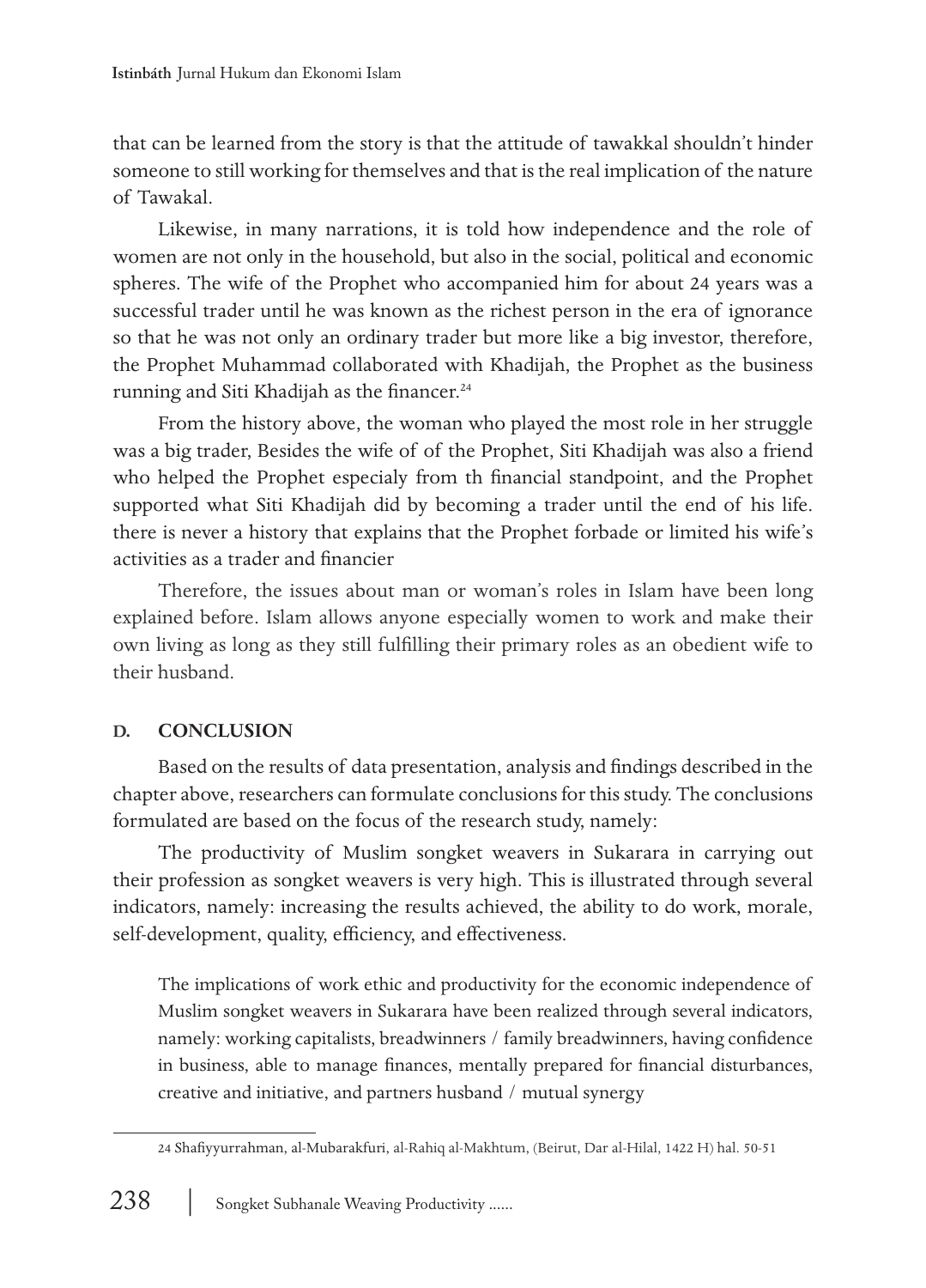that can be learned from the story is that the attitude of tawakkal shouldn't hinder someone to still working for themselves and that is the real implication of the nature of Tawakal.

Likewise, in many narrations, it is told how independence and the role of women are not only in the household, but also in the social, political and economic spheres. The wife of the Prophet who accompanied him for about 24 years was a successful trader until he was known as the richest person in the era of ignorance so that he was not only an ordinary trader but more like a big investor, therefore, the Prophet Muhammad collaborated with Khadijah, the Prophet as the business running and Siti Khadijah as the financer.[24]

From the history above, the woman who played the most role in her struggle was a big trader, Besides the wife of of the Prophet, Siti Khadijah was also a friend who helped the Prophet especialy from th financial standpoint, and the Prophet supported what Siti Khadijah did by becoming a trader until the end of his life. there is never a history that explains that the Prophet forbade or limited his wife's activities as a trader and financier

Therefore, the issues about man or woman's roles in Islam have been long explained before. Islam allows anyone especially women to work and make their own living as long as they still fulfilling their primary roles as an obedient wife to their husband.

## D. CONCLUSION

Based on the results of data presentation, analysis and findings described in the chapter above, researchers can formulate conclusions for this study. The conclusions formulated are based on the focus of the research study, namely:

The productivity of Muslim songket weavers in Sukarara in carrying out their profession as songket weavers is very high. This is illustrated through several indicators, namely: increasing the results achieved, the ability to do work, morale, self-development, quality, efficiency, and effectiveness.

The implications of work ethic and productivity for the economic independence of Muslim songket weavers in Sukarara have been realized through several indicators, namely: working capitalists, breadwinners / family breadwinners, having confidence in business, able to manage finances, mentally prepared for financial disturbances, creative and initiative, and partners husband / mutual synergy

---

24 Shafiyyurrahman, al-Mubarakfuri, al-Rahiq al-Makhtum, (Beirut, Dar al-Hilal, 1422 H) hal. 50-51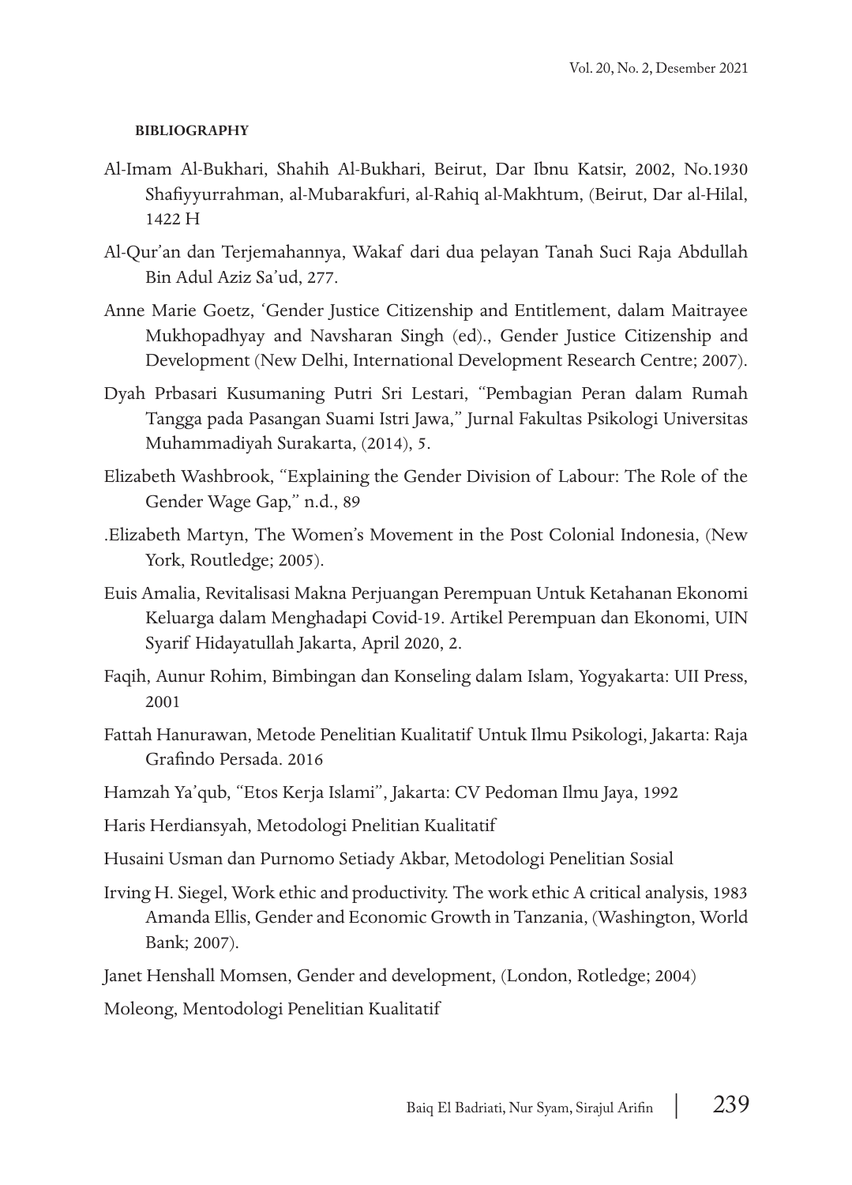#### BIBLIOGRAPHY

Al-Imam Al-Bukhari, Shahih Al-Bukhari, Beirut, Dar Ibnu Katsir, 2002, No.1930 Shafiyyurrahman, al-Mubarakfuri, al-Rahiq al-Makhtum, (Beirut, Dar al-Hilal, 1422 H

Al-Qur'an dan Terjemahannya, Wakaf dari dua pelayan Tanah Suci Raja Abdullah Bin Adul Aziz Sa'ud, 277.

Anne Marie Goetz, 'Gender Justice Citizenship and Entitlement, dalam Maitrayee Mukhopadhyay and Navsharan Singh (ed)., Gender Justice Citizenship and Development (New Delhi, International Development Research Centre; 2007).

Dyah Prbasari Kusumaning Putri Sri Lestari, "Pembagian Peran dalam Rumah Tangga pada Pasangan Suami Istri Jawa," Jurnal Fakultas Psikologi Universitas Muhammadiyah Surakarta, (2014), 5.

Elizabeth Washbrook, "Explaining the Gender Division of Labour: The Role of the Gender Wage Gap," n.d., 89

.Elizabeth Martyn, The Women's Movement in the Post Colonial Indonesia, (New York, Routledge; 2005).

Euis Amalia, Revitalisasi Makna Perjuangan Perempuan Untuk Ketahanan Ekonomi Keluarga dalam Menghadapi Covid-19. Artikel Perempuan dan Ekonomi, UIN Syarif Hidayatullah Jakarta, April 2020, 2.

Faqih, Aunur Rohim, Bimbingan dan Konseling dalam Islam, Yogyakarta: UII Press, 2001

Fattah Hanurawan, Metode Penelitian Kualitatif Untuk Ilmu Psikologi, Jakarta: Raja Grafindo Persada. 2016

Hamzah Ya'qub, "Etos Kerja Islami", Jakarta: CV Pedoman Ilmu Jaya, 1992

Haris Herdiansyah, Metodologi Pnelitian Kualitatif

Husaini Usman dan Purnomo Setiady Akbar, Metodologi Penelitian Sosial

Irving H. Siegel, Work ethic and productivity. The work ethic A critical analysis, 1983 Amanda Ellis, Gender and Economic Growth in Tanzania, (Washington, World Bank; 2007).

Janet Henshall Momsen, Gender and development, (London, Rotledge; 2004)

Moleong, Mentodologi Penelitian Kualitatif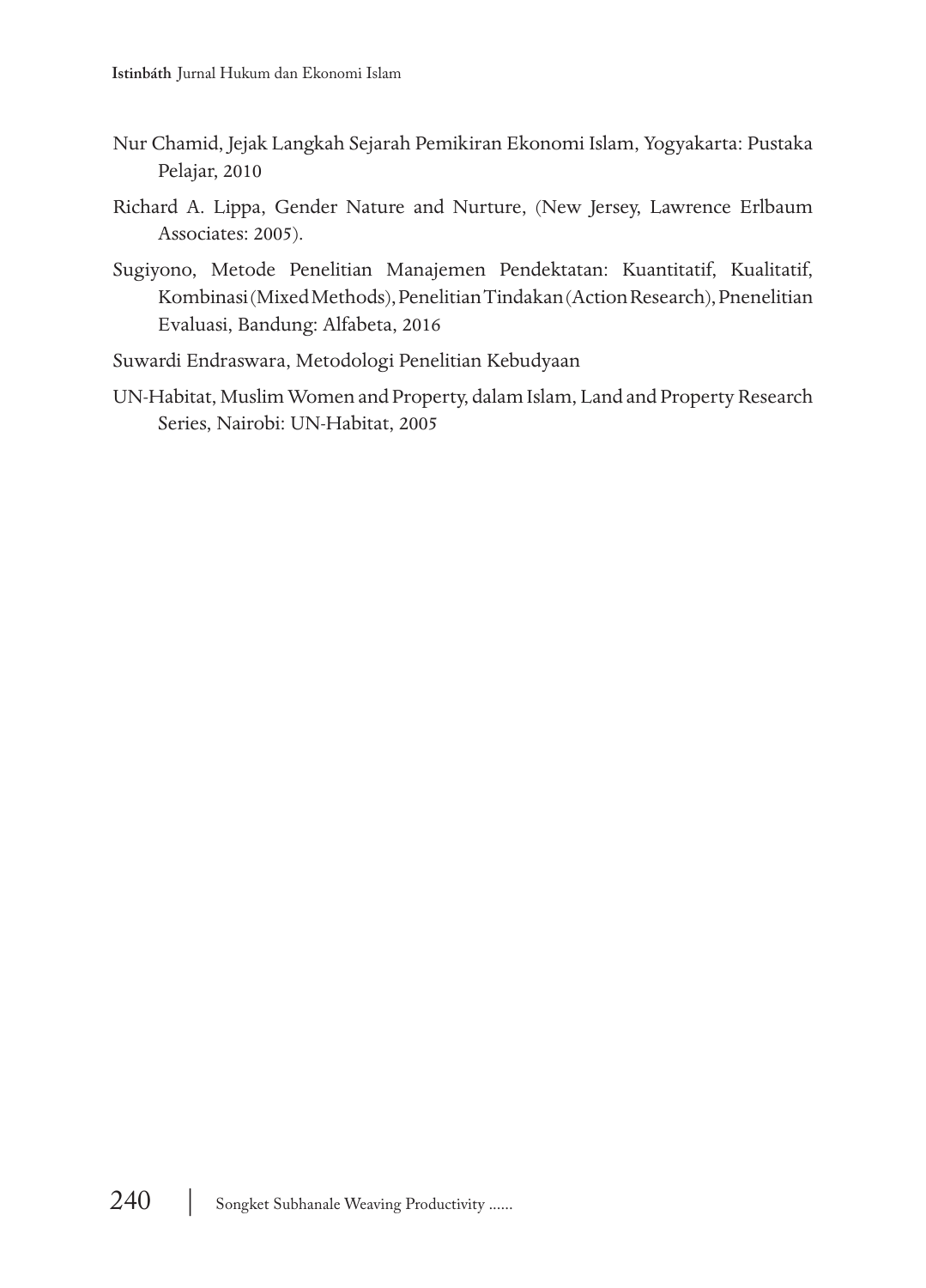Nur Chamid, Jejak Langkah Sejarah Pemikiran Ekonomi Islam, Yogyakarta: Pustaka Pelajar, 2010

Richard A. Lippa, Gender Nature and Nurture, (New Jersey, Lawrence Erlbaum Associates: 2005).

Sugiyono, Metode Penelitian Manajemen Pendektatan: Kuantitatif, Kualitatif, Kombinasi (Mixed Methods), Penelitian Tindakan (Action Research), Pnenelitian Evaluasi, Bandung: Alfabeta, 2016

Suwardi Endraswara, Metodologi Penelitian Kebudyaan

UN-Habitat, Muslim Women and Property, dalam Islam, Land and Property Research Series, Nairobi: UN-Habitat, 2005